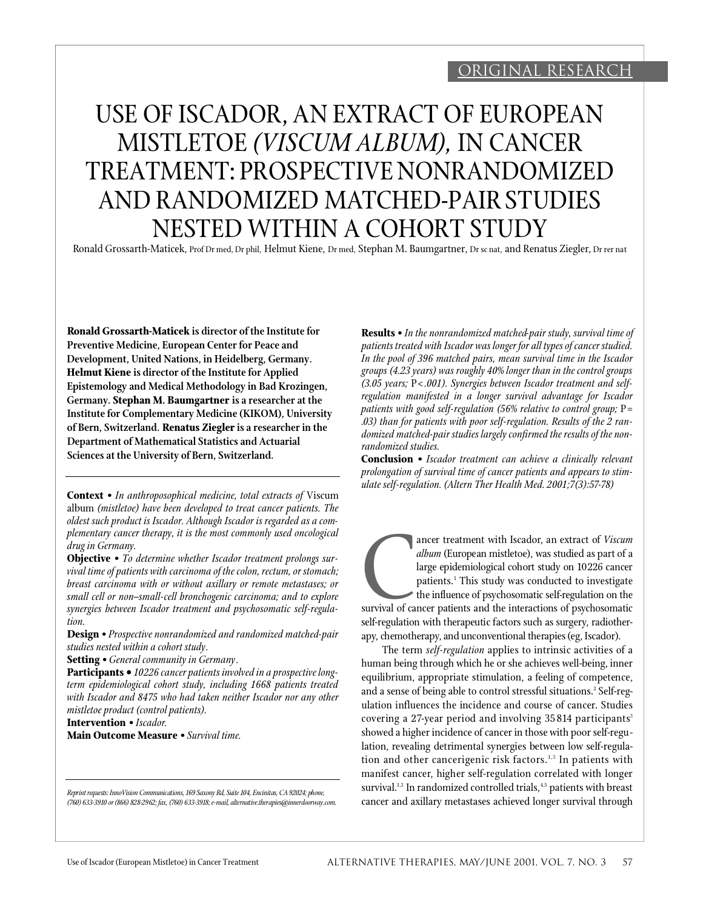ORIGINAL RESEARCH

# USE OF ISCADOR, AN EXTRACT OF EUROPEAN MISTLETOE *(VISCUM ALBUM),* IN CANCER TREATMENT: PROSPECTIVE NONRANDOMIZED AND RANDOMIZED MATCHED-PAIR STUDIES NESTED WITHIN A COHORT STUDY

Ronald Grossarth-Maticek, Prof Dr med, Dr phil, Helmut Kiene, Dr med, Stephan M. Baumgartner, Dr sc nat, and Renatus Ziegler, Dr rer nat

**Ronald Grossarth-Maticek is director of the Institute for Preventive Medicine, European Center for Peace and Development, United Nations, in Heidelberg, Germany. Helmut Kiene is director of the Institute for Applied Epistemology and Medical Methodology in Bad Krozingen, Germany. Stephan M. Baumgartner is a researcher at the Institute for Complementary Medicine (KIKOM), University of Bern, Switzerland. Renatus Ziegler is a researcher in the Department of Mathematical Statistics and Actuarial Sciences at the University of Bern, Switzerland.**

**Context** • *In anthroposophical medicine, total extracts of* Viscum album *(mistletoe) have been developed to treat cancer patients. The oldest such product is Iscador. Although Iscador is regarded as a complementary cancer therapy, it is the most commonly used oncological drug in Germany.*

**Objective** • *To determine whether Iscador treatment prolongs survival time of patients with carcinoma of the colon, rectum, or stomach; breast carcinoma with or without axillary or remote metastases; or small cell or non–small-cell bronchogenic carcinoma; and to explore synergies between Iscador treatment and psychosomatic self-regulation.*

**Design** • *Prospective nonrandomized and randomized matched-pair studies nested within a cohort study.*

**Setting** • *General community in Germany.*

**Participants** • *10226 cancer patients involved in a prospective long-term epidemiological cohort study, including 1668 patients treated with Iscador and 8475 who had taken neither Iscador nor any other mistletoe product (control patients).*

**Intervention** • *Iscador.*

**Main Outcome Measure** • *Survival time.*

**Results** • *In the nonrandomized matched-pair study, survival time of patients treated with Iscador was longer for all types of cancer studied. In the pool of 396 matched pairs, mean survival time in the Iscador groups (4.23 years) was roughly 40% longer than in the control groups (3.05 years;* $P < .001$*). Synergies between Iscador treatment and self-regulation manifested in a longer survival advantage for Iscador patients with good self-regulation (56% relative to control group;* $P = .03$*) than for patients with poor self-regulation. Results of the 2 randomized matched-pair studies largely confirmed the results of the nonrandomized studies.*

**Conclusion** • *Iscador treatment can achieve a clinically relevant prolongation of survival time of cancer patients and appears to stimulate self-regulation. (Altern Ther Health Med. 2001;7(3):57-78)*

*Reprint requests: InnoVision Communications, 169 Saxony Rd, Suite 104, Encinitas, CA 92024; phone, (760) 633-3910 or (866) 828-2962; fax, (760) 633-3918; e-mail, alternative.therapies@innerdoorway.com.*

Cancer treatment with Iscador, an extract of *Viscum album* (European mistletoe), was studied as part of a large epidemiological cohort study on 10226 cancer patients.[1] This study was conducted to investigate the influence of psychosomatic self-regulation on the survival of cancer patients and the interactions of psychosomatic self-regulation with therapeutic factors such as surgery, radiotherapy, chemotherapy, and unconventional therapies (eg, Iscador).

The term *self-regulation* applies to intrinsic activities of a human being through which he or she achieves well-being, inner equilibrium, appropriate stimulation, a feeling of competence, and a sense of being able to control stressful situations.[2] Self-regulation influences the incidence and course of cancer. Studies covering a 27-year period and involving 35814 participants[3] showed a higher incidence of cancer in those with poor self-regulation, revealing detrimental synergies between low self-regulation and other cancerigenic risk factors.[1,3] In patients with manifest cancer, higher self-regulation correlated with longer survival.[1,3] In randomized controlled trials,[4,5] patients with breast cancer and axillary metastases achieved longer survival through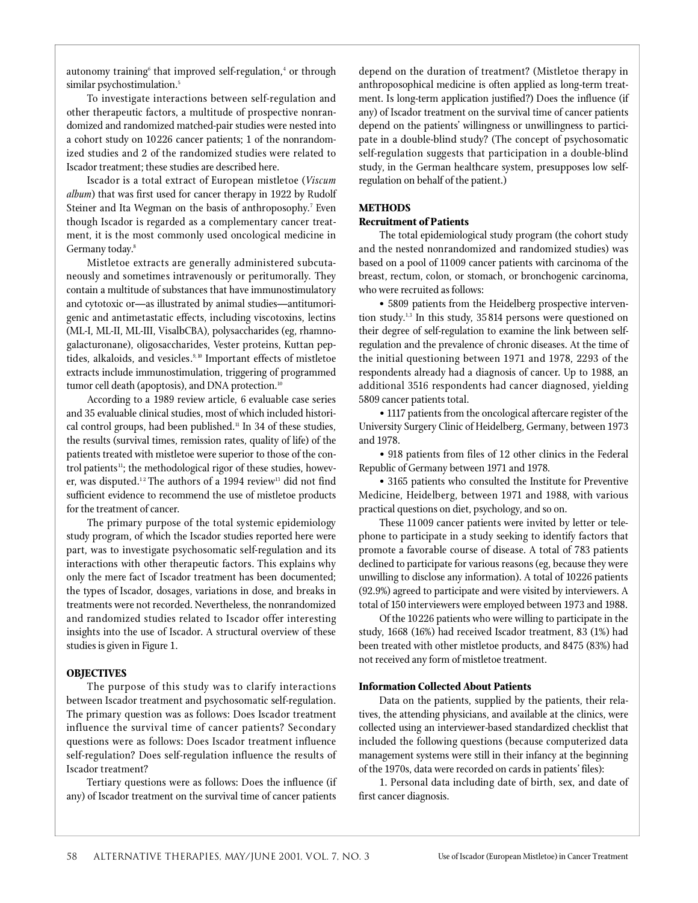autonomy training[6] that improved self-regulation,[4] or through similar psychostimulation.[5]

To investigate interactions between self-regulation and other therapeutic factors, a multitude of prospective nonrandomized and randomized matched-pair studies were nested into a cohort study on 10 226 cancer patients; 1 of the nonrandomized studies and 2 of the randomized studies were related to Iscador treatment; these studies are described here.

Iscador is a total extract of European mistletoe (*Viscum album*) that was first used for cancer therapy in 1922 by Rudolf Steiner and Ita Wegman on the basis of anthroposophy.[7] Even though Iscador is regarded as a complementary cancer treatment, it is the most commonly used oncological medicine in Germany today.[8]

Mistletoe extracts are generally administered subcutaneously and sometimes intravenously or peritumorally. They contain a multitude of substances that have immunostimulatory and cytotoxic or—as illustrated by animal studies—antitumorigenic and antimetastatic effects, including viscotoxins, lectins (ML-I, ML-II, ML-III, VisalbCBA), polysaccharides (eg, rhamnogalacturonane), oligosaccharides, Vester proteins, Kuttan peptides, alkaloids, and vesicles.[9,10] Important effects of mistletoe extracts include immunostimulation, triggering of programmed tumor cell death (apoptosis), and DNA protection.[10]

According to a 1989 review article, 6 evaluable case series and 35 evaluable clinical studies, most of which included historical control groups, had been published.[11] In 34 of these studies, the results (survival times, remission rates, quality of life) of the patients treated with mistletoe were superior to those of the control patients[11]; the methodological rigor of these studies, however, was disputed.[12] The authors of a 1994 review[13] did not find sufficient evidence to recommend the use of mistletoe products for the treatment of cancer.

The primary purpose of the total systemic epidemiology study program, of which the Iscador studies reported here were part, was to investigate psychosomatic self-regulation and its interactions with other therapeutic factors. This explains why only the mere fact of Iscador treatment has been documented; the types of Iscador, dosages, variations in dose, and breaks in treatments were not recorded. Nevertheless, the nonrandomized and randomized studies related to Iscador offer interesting insights into the use of Iscador. A structural overview of these studies is given in Figure 1.

## OBJECTIVES

The purpose of this study was to clarify interactions between Iscador treatment and psychosomatic self-regulation. The primary question was as follows: Does Iscador treatment influence the survival time of cancer patients? Secondary questions were as follows: Does Iscador treatment influence self-regulation? Does self-regulation influence the results of Iscador treatment?

Tertiary questions were as follows: Does the influence (if any) of Iscador treatment on the survival time of cancer patients depend on the duration of treatment? (Mistletoe therapy in anthroposophical medicine is often applied as long-term treatment. Is long-term application justified?) Does the influence (if any) of Iscador treatment on the survival time of cancer patients depend on the patients' willingness or unwillingness to participate in a double-blind study? (The concept of psychosomatic self-regulation suggests that participation in a double-blind study, in the German healthcare system, presupposes low self-regulation on behalf of the patient.)

## METHODS

### Recruitment of Patients

The total epidemiological study program (the cohort study and the nested nonrandomized and randomized studies) was based on a pool of 11 009 cancer patients with carcinoma of the breast, rectum, colon, or stomach, or bronchogenic carcinoma, who were recruited as follows:

- 5809 patients from the Heidelberg prospective intervention study.[1,3] In this study, 35 814 persons were questioned on their degree of self-regulation to examine the link between self-regulation and the prevalence of chronic diseases. At the time of the initial questioning between 1971 and 1978, 2293 of the respondents already had a diagnosis of cancer. Up to 1988, an additional 3516 respondents had cancer diagnosed, yielding 5809 cancer patients total.
- 1117 patients from the oncological aftercare register of the University Surgery Clinic of Heidelberg, Germany, between 1973 and 1978.
- 918 patients from files of 12 other clinics in the Federal Republic of Germany between 1971 and 1978.
- 3165 patients who consulted the Institute for Preventive Medicine, Heidelberg, between 1971 and 1988, with various practical questions on diet, psychology, and so on.

These 11 009 cancer patients were invited by letter or telephone to participate in a study seeking to identify factors that promote a favorable course of disease. A total of 783 patients declined to participate for various reasons (eg, because they were unwilling to disclose any information). A total of 10 226 patients (92.9%) agreed to participate and were visited by interviewers. A total of 150 interviewers were employed between 1973 and 1988.

Of the 10 226 patients who were willing to participate in the study, 1668 (16%) had received Iscador treatment, 83 (1%) had been treated with other mistletoe products, and 8475 (83%) had not received any form of mistletoe treatment.

### Information Collected About Patients

Data on the patients, supplied by the patients, their relatives, the attending physicians, and available at the clinics, were collected using an interviewer-based standardized checklist that included the following questions (because computerized data management systems were still in their infancy at the beginning of the 1970s, data were recorded on cards in patients' files):

1. Personal data including date of birth, sex, and date of first cancer diagnosis.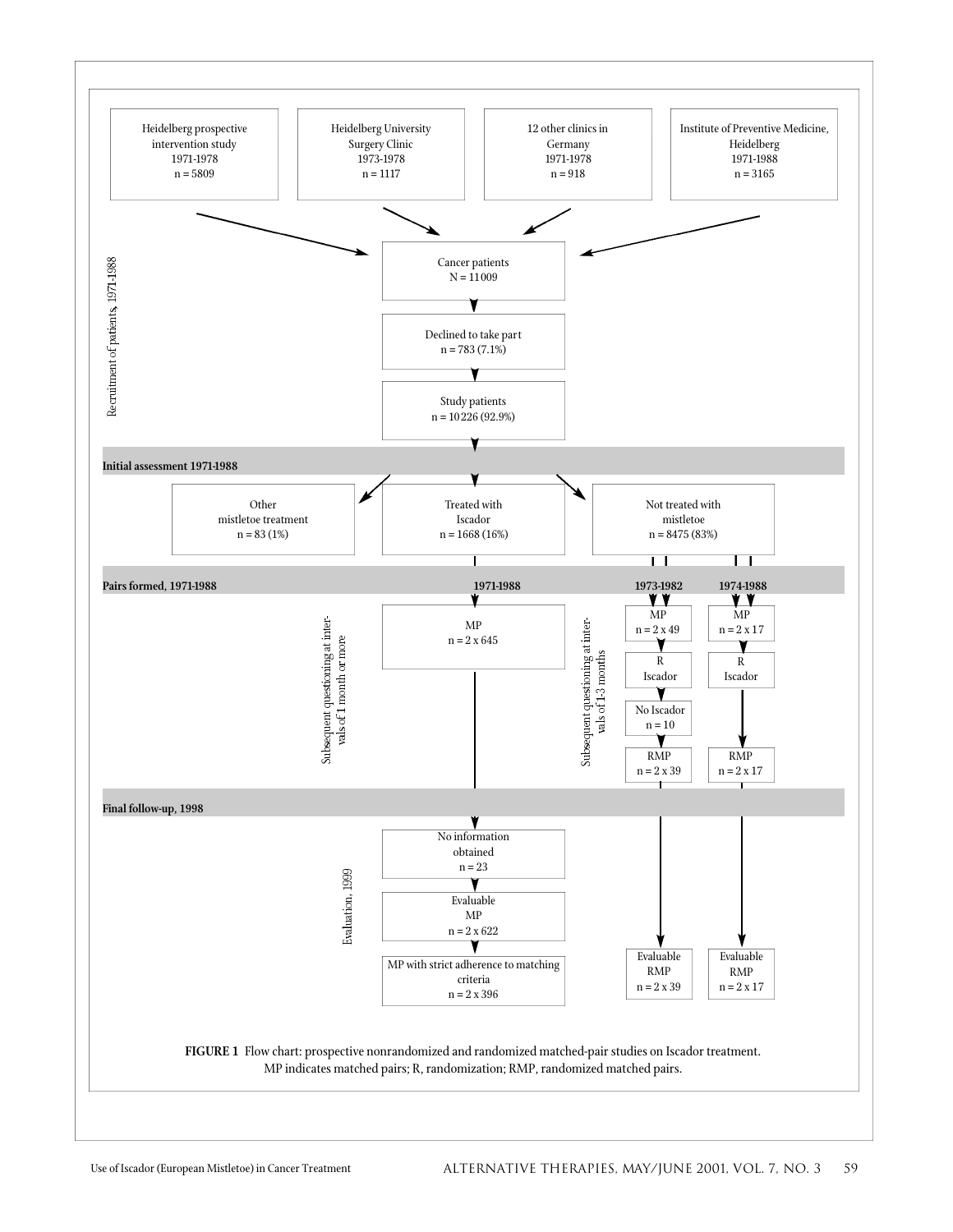Heidelberg prospective intervention study
1971-1978
n = 5809

Heidelberg University Surgery Clinic
1973-1978
n = 1117

12 other clinics in Germany
1971-1978
n = 918

Institute of Preventive Medicine, Heidelberg
1971-1988
n = 3165

Recruitment of patients, 1971-1988

Cancer patients
N = 11 009

Declined to take part
n = 783 (7.1%)

Study patients
n = 10 226 (92.9%)

**Initial assessment 1971-1988**

Other mistletoe treatment
n = 83 (1%)

Treated with Iscador
n = 1668 (16%)

Not treated with mistletoe
n = 8475 (83%)

**Pairs formed, 1971-1988**

**1971-1988**

**1973-1982**

**1974-1988**

MP
n = 2 x 645

Subsequent questioning at intervals of 1 month or more

Subsequent questioning at intervals of 1-3 months

MP
n = 2 x 49

R
Iscador

No Iscador
n = 10

RMP
n = 2 x 39

MP
n = 2 x 17

R
Iscador

RMP
n = 2 x 17

**Final follow-up, 1998**

Evaluation, 1999

No information obtained
n = 23

Evaluable MP
n = 2 x 622

MP with strict adherence to matching criteria
n = 2 x 396

Evaluable RMP
n = 2 x 39

Evaluable RMP
n = 2 x 17

**FIGURE 1** Flow chart: prospective nonrandomized and randomized matched-pair studies on Iscador treatment. MP indicates matched pairs; R, randomization; RMP, randomized matched pairs.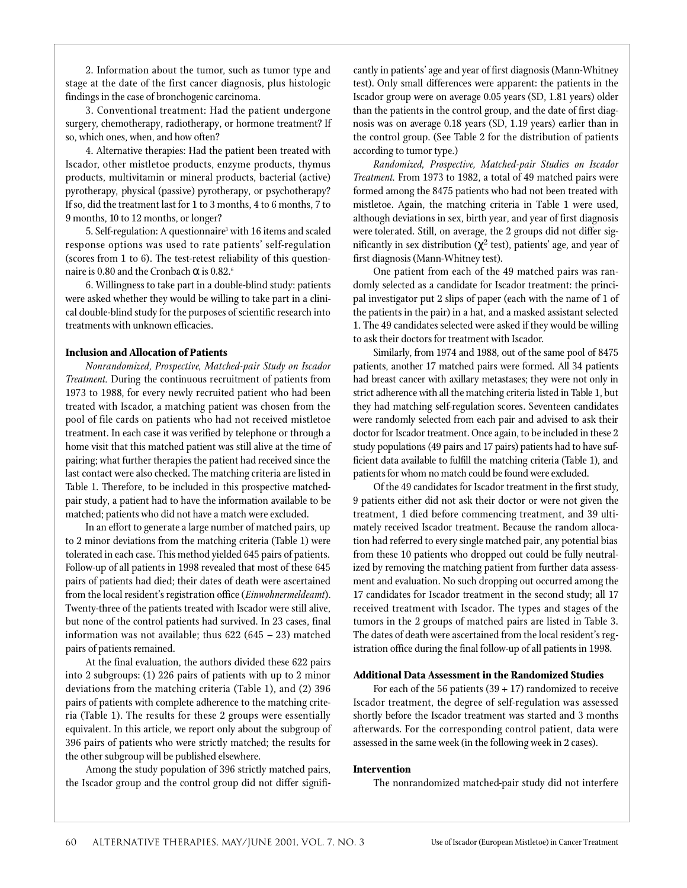2. Information about the tumor, such as tumor type and stage at the date of the first cancer diagnosis, plus histologic findings in the case of bronchogenic carcinoma.

3. Conventional treatment: Had the patient undergone surgery, chemotherapy, radiotherapy, or hormone treatment? If so, which ones, when, and how often?

4. Alternative therapies: Had the patient been treated with Iscador, other mistletoe products, enzyme products, thymus products, multivitamin or mineral products, bacterial (active) pyrotherapy, physical (passive) pyrotherapy, or psychotherapy? If so, did the treatment last for 1 to 3 months, 4 to 6 months, 7 to 9 months, 10 to 12 months, or longer?

5. Self-regulation: A questionnaire[3] with 16 items and scaled response options was used to rate patients' self-regulation (scores from 1 to 6). The test-retest reliability of this questionnaire is 0.80 and the Cronbach $\alpha$ is 0.82.[6]

6. Willingness to take part in a double-blind study: patients were asked whether they would be willing to take part in a clinical double-blind study for the purposes of scientific research into treatments with unknown efficacies.

### Inclusion and Allocation of Patients

*Nonrandomized, Prospective, Matched-pair Study on Iscador Treatment.* During the continuous recruitment of patients from 1973 to 1988, for every newly recruited patient who had been treated with Iscador, a matching patient was chosen from the pool of file cards on patients who had not received mistletoe treatment. In each case it was verified by telephone or through a home visit that this matched patient was still alive at the time of pairing; what further therapies the patient had received since the last contact were also checked. The matching criteria are listed in Table 1. Therefore, to be included in this prospective matched-pair study, a patient had to have the information available to be matched; patients who did not have a match were excluded.

In an effort to generate a large number of matched pairs, up to 2 minor deviations from the matching criteria (Table 1) were tolerated in each case. This method yielded 645 pairs of patients. Follow-up of all patients in 1998 revealed that most of these 645 pairs of patients had died; their dates of death were ascertained from the local resident's registration office (*Einwohnermeldeamt*). Twenty-three of the patients treated with Iscador were still alive, but none of the control patients had survived. In 23 cases, final information was not available; thus 622 (645 – 23) matched pairs of patients remained.

At the final evaluation, the authors divided these 622 pairs into 2 subgroups: (1) 226 pairs of patients with up to 2 minor deviations from the matching criteria (Table 1), and (2) 396 pairs of patients with complete adherence to the matching criteria (Table 1). The results for these 2 groups were essentially equivalent. In this article, we report only about the subgroup of 396 pairs of patients who were strictly matched; the results for the other subgroup will be published elsewhere.

Among the study population of 396 strictly matched pairs, the Iscador group and the control group did not differ significantly in patients' age and year of first diagnosis (Mann-Whitney test). Only small differences were apparent: the patients in the Iscador group were on average 0.05 years (SD, 1.81 years) older than the patients in the control group, and the date of first diagnosis was on average 0.18 years (SD, 1.19 years) earlier than in the control group. (See Table 2 for the distribution of patients according to tumor type.)

*Randomized, Prospective, Matched-pair Studies on Iscador Treatment.* From 1973 to 1982, a total of 49 matched pairs were formed among the 8475 patients who had not been treated with mistletoe. Again, the matching criteria in Table 1 were used, although deviations in sex, birth year, and year of first diagnosis were tolerated. Still, on average, the 2 groups did not differ significantly in sex distribution ($\chi^2$ test), patients' age, and year of first diagnosis (Mann-Whitney test).

One patient from each of the 49 matched pairs was randomly selected as a candidate for Iscador treatment: the principal investigator put 2 slips of paper (each with the name of 1 of the patients in the pair) in a hat, and a masked assistant selected 1. The 49 candidates selected were asked if they would be willing to ask their doctors for treatment with Iscador.

Similarly, from 1974 and 1988, out of the same pool of 8475 patients, another 17 matched pairs were formed. All 34 patients had breast cancer with axillary metastases; they were not only in strict adherence with all the matching criteria listed in Table 1, but they had matching self-regulation scores. Seventeen candidates were randomly selected from each pair and advised to ask their doctor for Iscador treatment. Once again, to be included in these 2 study populations (49 pairs and 17 pairs) patients had to have sufficient data available to fulfill the matching criteria (Table 1), and patients for whom no match could be found were excluded.

Of the 49 candidates for Iscador treatment in the first study, 9 patients either did not ask their doctor or were not given the treatment, 1 died before commencing treatment, and 39 ultimately received Iscador treatment. Because the random allocation had referred to every single matched pair, any potential bias from these 10 patients who dropped out could be fully neutralized by removing the matching patient from further data assessment and evaluation. No such dropping out occurred among the 17 candidates for Iscador treatment in the second study; all 17 received treatment with Iscador. The types and stages of the tumors in the 2 groups of matched pairs are listed in Table 3. The dates of death were ascertained from the local resident's registration office during the final follow-up of all patients in 1998.

### Additional Data Assessment in the Randomized Studies

For each of the 56 patients (39 + 17) randomized to receive Iscador treatment, the degree of self-regulation was assessed shortly before the Iscador treatment was started and 3 months afterwards. For the corresponding control patient, data were assessed in the same week (in the following week in 2 cases).

### Intervention

The nonrandomized matched-pair study did not interfere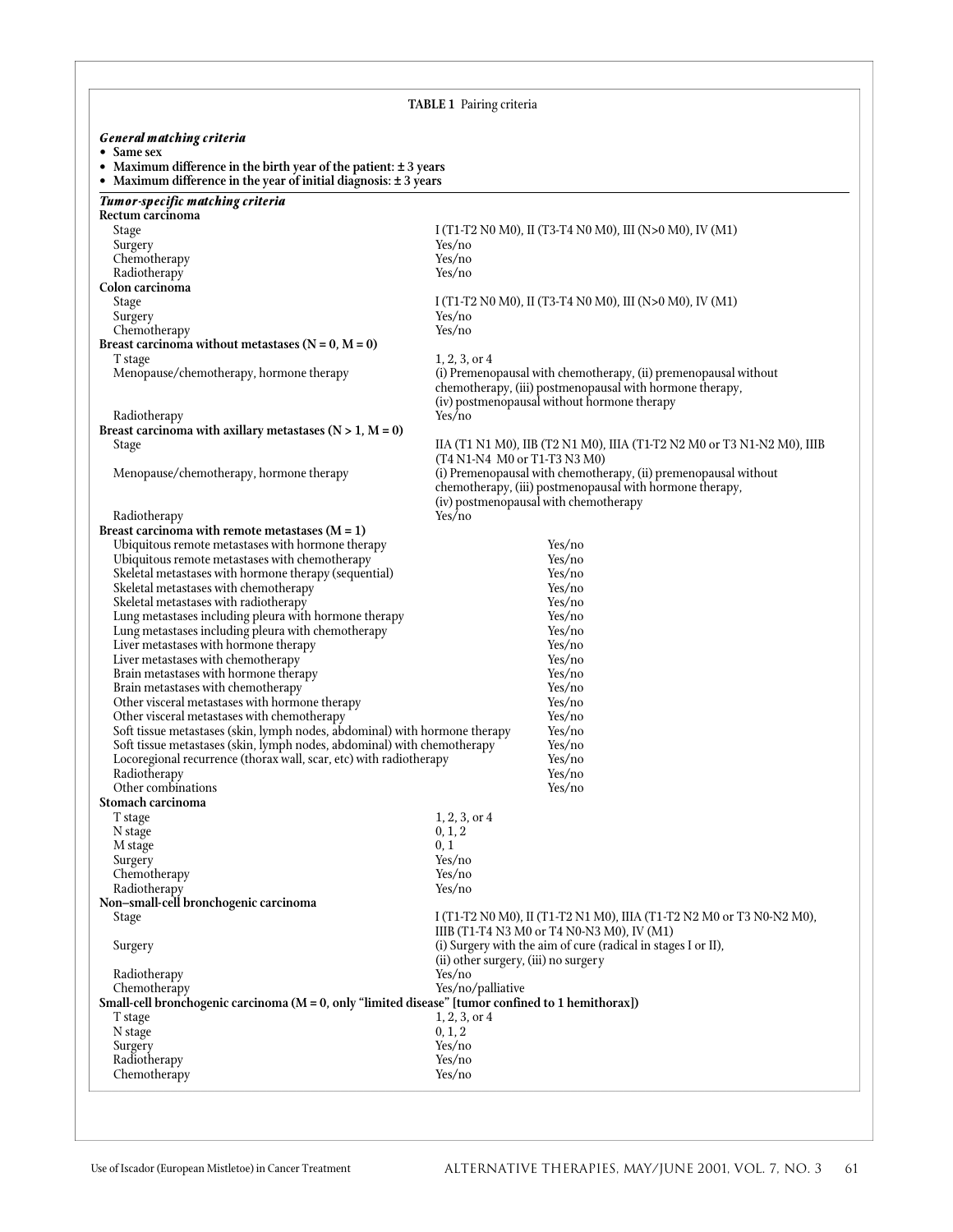**TABLE 1** Pairing criteria

| *General matching criteria* | |
|---|---|
| • **Same sex** | |
| • **Maximum difference in the birth year of the patient: ± 3 years** | |
| • **Maximum difference in the year of initial diagnosis: ± 3 years** | |
| ***Tumor-specific matching criteria*** | |
| **Rectum carcinoma** | |
| Stage | I (T1-T2 N0 M0), II (T3-T4 N0 M0), III (N>0 M0), IV (M1) |
| Surgery | Yes/no |
| Chemotherapy | Yes/no |
| Radiotherapy | Yes/no |
| **Colon carcinoma** | |
| Stage | I (T1-T2 N0 M0), II (T3-T4 N0 M0), III (N>0 M0), IV (M1) |
| Surgery | Yes/no |
| Chemotherapy | Yes/no |
| **Breast carcinoma without metastases (N = 0, M = 0)** | |
| T stage | 1, 2, 3, or 4 |
| Menopause/chemotherapy, hormone therapy | (i) Premenopausal with chemotherapy, (ii) premenopausal without chemotherapy, (iii) postmenopausal with hormone therapy, (iv) postmenopausal without hormone therapy |
| Radiotherapy | Yes/no |
| **Breast carcinoma with axillary metastases (N > 1, M = 0)** | |
| Stage | IIA (T1 N1 M0), IIB (T2 N1 M0), IIIA (T1-T2 N2 M0 or T3 N1-N2 M0), IIIB (T4 N1-N4 M0 or T1-T3 N3 M0) |
| Menopause/chemotherapy, hormone therapy | (i) Premenopausal with chemotherapy, (ii) premenopausal without chemotherapy, (iii) postmenopausal with hormone therapy, (iv) postmenopausal with chemotherapy |
| Radiotherapy | Yes/no |
| **Breast carcinoma with remote metastases (M = 1)** | |
| Ubiquitous remote metastases with hormone therapy | Yes/no |
| Ubiquitous remote metastases with chemotherapy | Yes/no |
| Skeletal metastases with hormone therapy (sequential) | Yes/no |
| Skeletal metastases with chemotherapy | Yes/no |
| Skeletal metastases with radiotherapy | Yes/no |
| Lung metastases including pleura with hormone therapy | Yes/no |
| Lung metastases including pleura with chemotherapy | Yes/no |
| Liver metastases with hormone therapy | Yes/no |
| Liver metastases with chemotherapy | Yes/no |
| Brain metastases with hormone therapy | Yes/no |
| Brain metastases with chemotherapy | Yes/no |
| Other visceral metastases with hormone therapy | Yes/no |
| Other visceral metastases with chemotherapy | Yes/no |
| Soft tissue metastases (skin, lymph nodes, abdominal) with hormone therapy | Yes/no |
| Soft tissue metastases (skin, lymph nodes, abdominal) with chemotherapy | Yes/no |
| Locoregional recurrence (thorax wall, scar, etc) with radiotherapy | Yes/no |
| Radiotherapy | Yes/no |
| Other combinations | Yes/no |
| **Stomach carcinoma** | |
| T stage | 1, 2, 3, or 4 |
| N stage | 0, 1, 2 |
| M stage | 0, 1 |
| Surgery | Yes/no |
| Chemotherapy | Yes/no |
| Radiotherapy | Yes/no |
| **Non–small-cell bronchogenic carcinoma** | |
| Stage | I (T1-T2 N0 M0), II (T1-T2 N1 M0), IIIA (T1-T2 N2 M0 or T3 N0-N2 M0), IIIB (T1-T4 N3 M0 or T4 N0-N3 M0), IV (M1) |
| Surgery | (i) Surgery with the aim of cure (radical in stages I or II), (ii) other surgery, (iii) no surgery |
| Radiotherapy | Yes/no |
| Chemotherapy | Yes/no/palliative |
| **Small-cell bronchogenic carcinoma (M = 0, only "limited disease" [tumor confined to 1 hemithorax])** | |
| T stage | 1, 2, 3, or 4 |
| N stage | 0, 1, 2 |
| Surgery | Yes/no |
| Radiotherapy | Yes/no |
| Chemotherapy | Yes/no |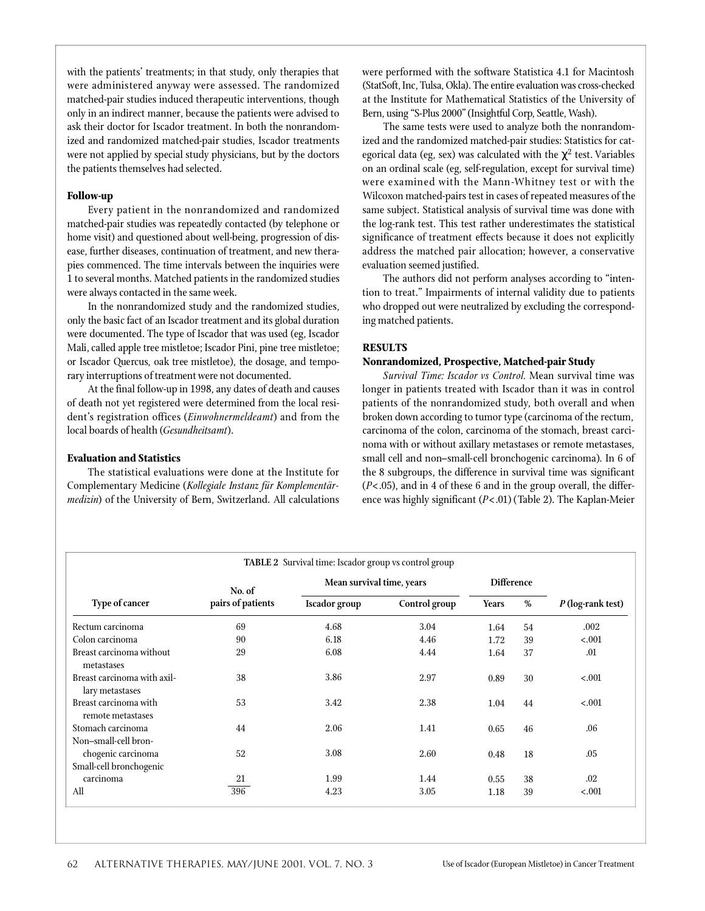with the patients' treatments; in that study, only therapies that were administered anyway were assessed. The randomized matched-pair studies induced therapeutic interventions, though only in an indirect manner, because the patients were advised to ask their doctor for Iscador treatment. In both the nonrandomized and randomized matched-pair studies, Iscador treatments were not applied by special study physicians, but by the doctors the patients themselves had selected.

### Follow-up

Every patient in the nonrandomized and randomized matched-pair studies was repeatedly contacted (by telephone or home visit) and questioned about well-being, progression of disease, further diseases, continuation of treatment, and new therapies commenced. The time intervals between the inquiries were 1 to several months. Matched patients in the randomized studies were always contacted in the same week.

In the nonrandomized study and the randomized studies, only the basic fact of an Iscador treatment and its global duration were documented. The type of Iscador that was used (eg, Iscador Mali, called apple tree mistletoe; Iscador Pini, pine tree mistletoe; or Iscador Quercus, oak tree mistletoe), the dosage, and temporary interruptions of treatment were not documented.

At the final follow-up in 1998, any dates of death and causes of death not yet registered were determined from the local resident's registration offices (*Einwohnermeldeamt*) and from the local boards of health (*Gesundheitsamt*).

### Evaluation and Statistics

The statistical evaluations were done at the Institute for Complementary Medicine (*Kollegiale Instanz für Komplementärmedizin*) of the University of Bern, Switzerland. All calculations were performed with the software Statistica 4.1 for Macintosh (StatSoft, Inc, Tulsa, Okla). The entire evaluation was cross-checked at the Institute for Mathematical Statistics of the University of Bern, using "S-Plus 2000" (Insightful Corp, Seattle, Wash).

The same tests were used to analyze both the nonrandomized and the randomized matched-pair studies: Statistics for categorical data (eg, sex) was calculated with the $\chi^2$ test. Variables on an ordinal scale (eg, self-regulation, except for survival time) were examined with the Mann-Whitney test or with the Wilcoxon matched-pairs test in cases of repeated measures of the same subject. Statistical analysis of survival time was done with the log-rank test. This test rather underestimates the statistical significance of treatment effects because it does not explicitly address the matched pair allocation; however, a conservative evaluation seemed justified.

The authors did not perform analyses according to "intention to treat." Impairments of internal validity due to patients who dropped out were neutralized by excluding the corresponding matched patients.

## RESULTS

### Nonrandomized, Prospective, Matched-pair Study

*Survival Time: Iscador vs Control.* Mean survival time was longer in patients treated with Iscador than it was in control patients of the nonrandomized study, both overall and when broken down according to tumor type (carcinoma of the rectum, carcinoma of the colon, carcinoma of the stomach, breast carcinoma with or without axillary metastases or remote metastases, small cell and non–small-cell bronchogenic carcinoma). In 6 of the 8 subgroups, the difference in survival time was significant ($P<.05$), and in 4 of these 6 and in the group overall, the difference was highly significant ($P<.01$) (Table 2). The Kaplan-Meier

**TABLE 2** Survival time: Iscador group vs control group

| Type of cancer | No. of pairs of patients | Mean survival time, years | | Difference | | *P* (log-rank test) |
|---|---|---|---|---|---|---|
| | | Iscador group | Control group | Years | % | |
| Rectum carcinoma | 69 | 4.68 | 3.04 | 1.64 | 54 | .002 |
| Colon carcinoma | 90 | 6.18 | 4.46 | 1.72 | 39 | <.001 |
| Breast carcinoma without metastases | 29 | 6.08 | 4.44 | 1.64 | 37 | .01 |
| Breast carcinoma with axillary metastases | 38 | 3.86 | 2.97 | 0.89 | 30 | <.001 |
| Breast carcinoma with remote metastases | 53 | 3.42 | 2.38 | 1.04 | 44 | <.001 |
| Stomach carcinoma | 44 | 2.06 | 1.41 | 0.65 | 46 | .06 |
| Non–small-cell bronchogenic carcinoma | 52 | 3.08 | 2.60 | 0.48 | 18 | .05 |
| Small-cell bronchogenic carcinoma | 21 | 1.99 | 1.44 | 0.55 | 38 | .02 |
| All | 396 | 4.23 | 3.05 | 1.18 | 39 | <.001 |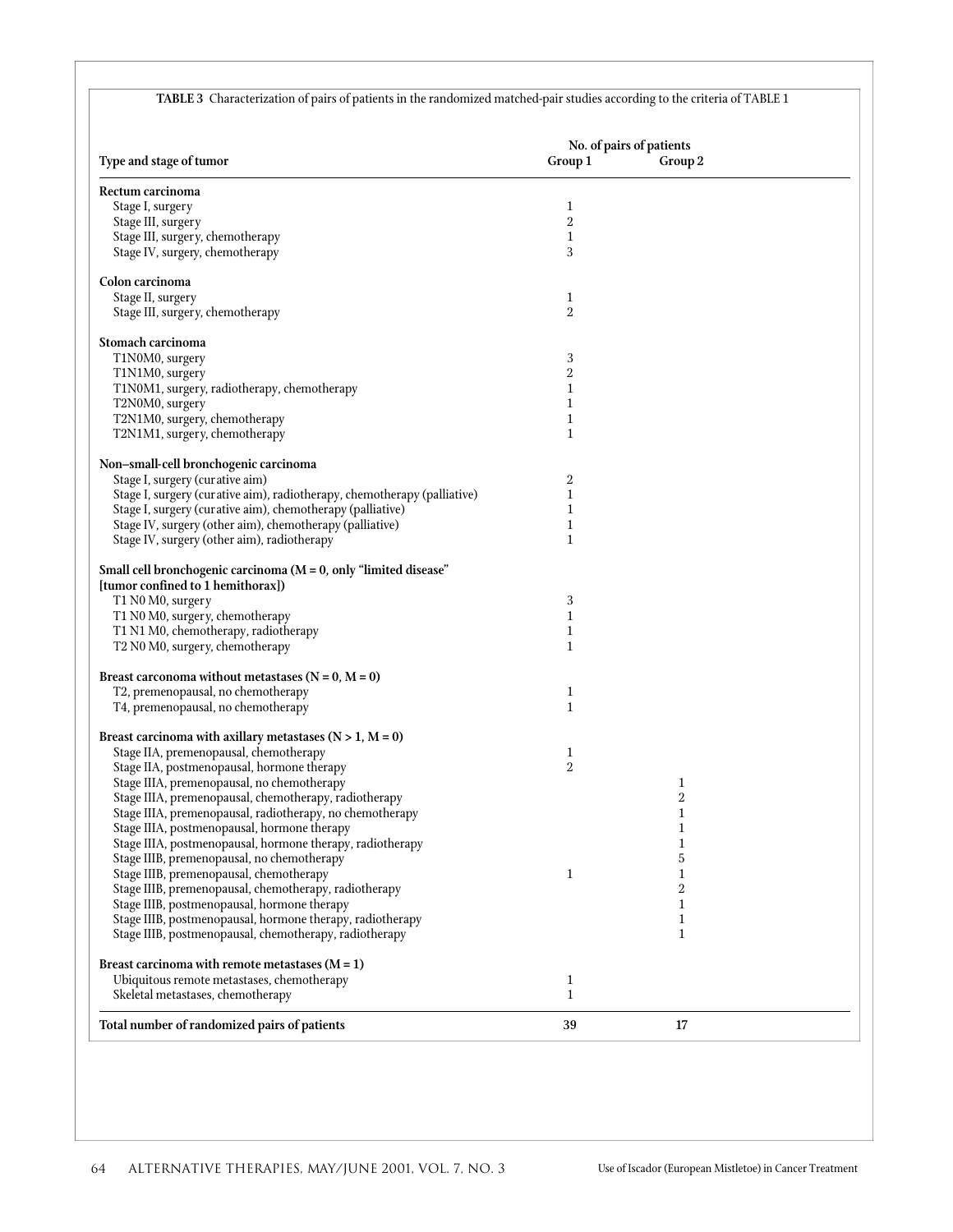**TABLE 3** Characterization of pairs of patients in the randomized matched-pair studies according to the criteria of TABLE 1

| Type and stage of tumor | No. of pairs of patients Group 1 | Group 2 |
|---|---|---|
| **Rectum carcinoma** | | |
| Stage I, surgery | 1 | |
| Stage III, surgery | 2 | |
| Stage III, surgery, chemotherapy | 1 | |
| Stage IV, surgery, chemotherapy | 3 | |
| **Colon carcinoma** | | |
| Stage II, surgery | 1 | |
| Stage III, surgery, chemotherapy | 2 | |
| **Stomach carcinoma** | | |
| T1N0M0, surgery | 3 | |
| T1N1M0, surgery | 2 | |
| T1N0M1, surgery, radiotherapy, chemotherapy | 1 | |
| T2N0M0, surgery | 1 | |
| T2N1M0, surgery, chemotherapy | 1 | |
| T2N1M1, surgery, chemotherapy | 1 | |
| **Non–small-cell bronchogenic carcinoma** | | |
| Stage I, surgery (curative aim) | 2 | |
| Stage I, surgery (curative aim), radiotherapy, chemotherapy (palliative) | 1 | |
| Stage I, surgery (curative aim), chemotherapy (palliative) | 1 | |
| Stage IV, surgery (other aim), chemotherapy (palliative) | 1 | |
| Stage IV, surgery (other aim), radiotherapy | 1 | |
| **Small cell bronchogenic carcinoma (M = 0, only "limited disease" [tumor confined to 1 hemithorax])** | | |
| T1 N0 M0, surgery | 3 | |
| T1 N0 M0, surgery, chemotherapy | 1 | |
| T1 N1 M0, chemotherapy, radiotherapy | 1 | |
| T2 N0 M0, surgery, chemotherapy | 1 | |
| **Breast carconoma without metastases (N = 0, M = 0)** | | |
| T2, premenopausal, no chemotherapy | 1 | |
| T4, premenopausal, no chemotherapy | 1 | |
| **Breast carcinoma with axillary metastases (N > 1, M = 0)** | | |
| Stage IIA, premenopausal, chemotherapy | 1 | |
| Stage IIA, postmenopausal, hormone therapy | 2 | |
| Stage IIIA, premenopausal, no chemotherapy | | 1 |
| Stage IIIA, premenopausal, chemotherapy, radiotherapy | | 2 |
| Stage IIIA, premenopausal, radiotherapy, no chemotherapy | | 1 |
| Stage IIIA, postmenopausal, hormone therapy | | 1 |
| Stage IIIA, postmenopausal, hormone therapy, radiotherapy | | 1 |
| Stage IIIB, premenopausal, no chemotherapy | | 5 |
| Stage IIIB, premenopausal, chemotherapy | 1 | 1 |
| Stage IIIB, premenopausal, chemotherapy, radiotherapy | | 2 |
| Stage IIIB, postmenopausal, hormone therapy | | 1 |
| Stage IIIB, postmenopausal, hormone therapy, radiotherapy | | 1 |
| Stage IIIB, postmenopausal, chemotherapy, radiotherapy | | 1 |
| **Breast carcinoma with remote metastases (M = 1)** | | |
| Ubiquitous remote metastases, chemotherapy | 1 | |
| Skeletal metastases, chemotherapy | 1 | |
| **Total number of randomized pairs of patients** | **39** | **17** |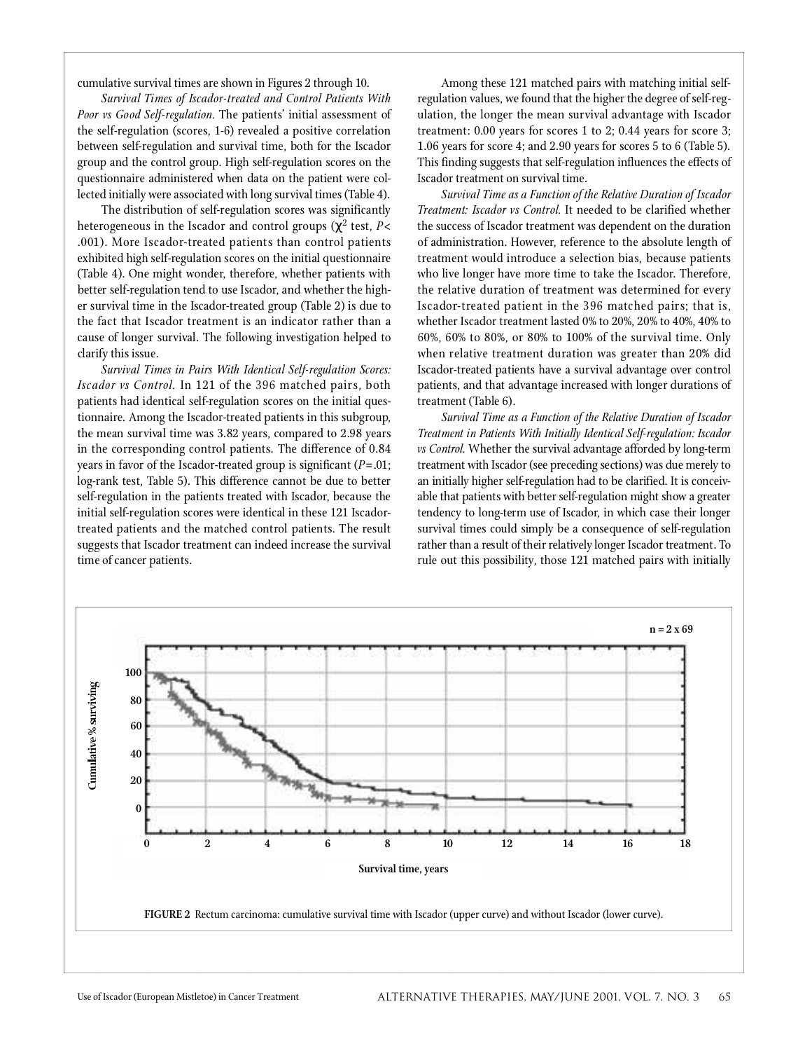cumulative survival times are shown in Figures 2 through 10.

*Survival Times of Iscador-treated and Control Patients With Poor vs Good Self-regulation.* The patients' initial assessment of the self-regulation (scores, 1-6) revealed a positive correlation between self-regulation and survival time, both for the Iscador group and the control group. High self-regulation scores on the questionnaire administered when data on the patient were collected initially were associated with long survival times (Table 4).

The distribution of self-regulation scores was significantly heterogeneous in the Iscador and control groups ($\chi^2$ test, $P < .001$). More Iscador-treated patients than control patients exhibited high self-regulation scores on the initial questionnaire (Table 4). One might wonder, therefore, whether patients with better self-regulation tend to use Iscador, and whether the higher survival time in the Iscador-treated group (Table 2) is due to the fact that Iscador treatment is an indicator rather than a cause of longer survival. The following investigation helped to clarify this issue.

*Survival Times in Pairs With Identical Self-regulation Scores: Iscador vs Control.* In 121 of the 396 matched pairs, both patients had identical self-regulation scores on the initial questionnaire. Among the Iscador-treated patients in this subgroup, the mean survival time was 3.82 years, compared to 2.98 years in the corresponding control patients. The difference of 0.84 years in favor of the Iscador-treated group is significant ($P = .01$; log-rank test, Table 5). This difference cannot be due to better self-regulation in the patients treated with Iscador, because the initial self-regulation scores were identical in these 121 Iscador-treated patients and the matched control patients. The result suggests that Iscador treatment can indeed increase the survival time of cancer patients.

Among these 121 matched pairs with matching initial self-regulation values, we found that the higher the degree of self-regulation, the longer the mean survival advantage with Iscador treatment: 0.00 years for scores 1 to 2; 0.44 years for score 3; 1.06 years for score 4; and 2.90 years for scores 5 to 6 (Table 5). This finding suggests that self-regulation influences the effects of Iscador treatment on survival time.

*Survival Time as a Function of the Relative Duration of Iscador Treatment: Iscador vs Control.* It needed to be clarified whether the success of Iscador treatment was dependent on the duration of administration. However, reference to the absolute length of treatment would introduce a selection bias, because patients who live longer have more time to take the Iscador. Therefore, the relative duration of treatment was determined for every Iscador-treated patient in the 396 matched pairs; that is, whether Iscador treatment lasted 0% to 20%, 20% to 40%, 40% to 60%, 60% to 80%, or 80% to 100% of the survival time. Only when relative treatment duration was greater than 20% did Iscador-treated patients have a survival advantage over control patients, and that advantage increased with longer durations of treatment (Table 6).

*Survival Time as a Function of the Relative Duration of Iscador Treatment in Patients With Initially Identical Self-regulation: Iscador vs Control.* Whether the survival advantage afforded by long-term treatment with Iscador (see preceding sections) was due merely to an initially higher self-regulation had to be clarified. It is conceivable that patients with better self-regulation might show a greater tendency to long-term use of Iscador, in which case their longer survival times could simply be a consequence of self-regulation rather than a result of their relatively longer Iscador treatment. To rule out this possibility, those 121 matched pairs with initially

**FIGURE 2** Rectum carcinoma: cumulative survival time with Iscador (upper curve) and without Iscador (lower curve).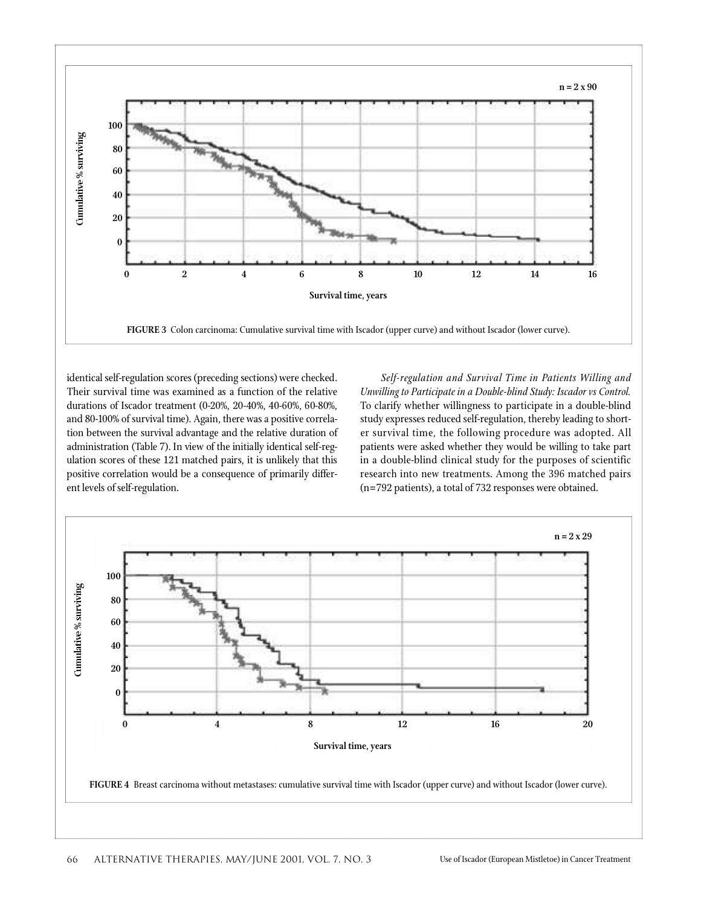FIGURE 3 Colon carcinoma: Cumulative survival time with Iscador (upper curve) and without Iscador (lower curve).

identical self-regulation scores (preceding sections) were checked. Their survival time was examined as a function of the relative durations of Iscador treatment (0-20%, 20-40%, 40-60%, 60-80%, and 80-100% of survival time). Again, there was a positive correlation between the survival advantage and the relative duration of administration (Table 7). In view of the initially identical self-regulation scores of these 121 matched pairs, it is unlikely that this positive correlation would be a consequence of primarily different levels of self-regulation.

*Self-regulation and Survival Time in Patients Willing and Unwilling to Participate in a Double-blind Study: Iscador vs Control.* To clarify whether willingness to participate in a double-blind study expresses reduced self-regulation, thereby leading to shorter survival time, the following procedure was adopted. All patients were asked whether they would be willing to take part in a double-blind clinical study for the purposes of scientific research into new treatments. Among the 396 matched pairs (n=792 patients), a total of 732 responses were obtained.

FIGURE 4 Breast carcinoma without metastases: cumulative survival time with Iscador (upper curve) and without Iscador (lower curve).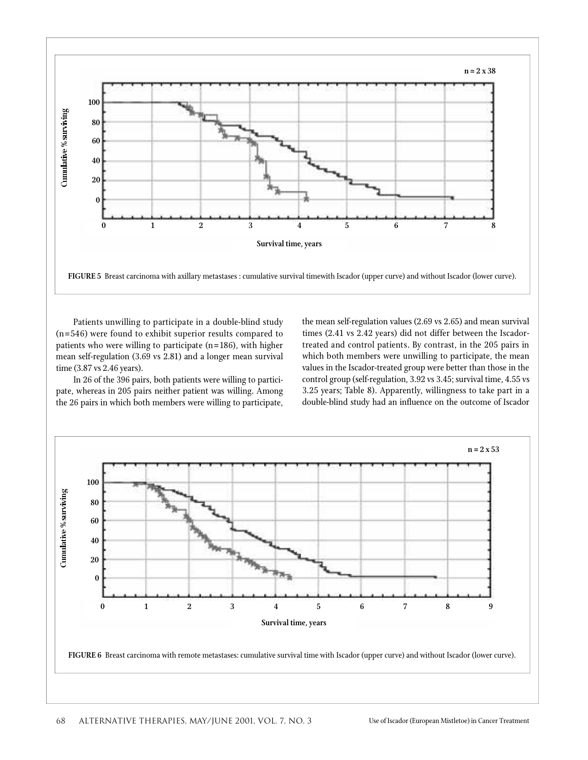FIGURE 5 Breast carcinoma with axillary metastases : cumulative survival timewith Iscador (upper curve) and without Iscador (lower curve).

Patients unwilling to participate in a double-blind study (n=546) were found to exhibit superior results compared to patients who were willing to participate (n=186), with higher mean self-regulation (3.69 vs 2.81) and a longer mean survival time (3.87 vs 2.46 years).

In 26 of the 396 pairs, both patients were willing to participate, whereas in 205 pairs neither patient was willing. Among the 26 pairs in which both members were willing to participate, the mean self-regulation values (2.69 vs 2.65) and mean survival times (2.41 vs 2.42 years) did not differ between the Iscador-treated and control patients. By contrast, in the 205 pairs in which both members were unwilling to participate, the mean values in the Iscador-treated group were better than those in the control group (self-regulation, 3.92 vs 3.45; survival time, 4.55 vs 3.25 years; Table 8). Apparently, willingness to take part in a double-blind study had an influence on the outcome of Iscador

FIGURE 6 Breast carcinoma with remote metastases: cumulative survival time with Iscador (upper curve) and without Iscador (lower curve).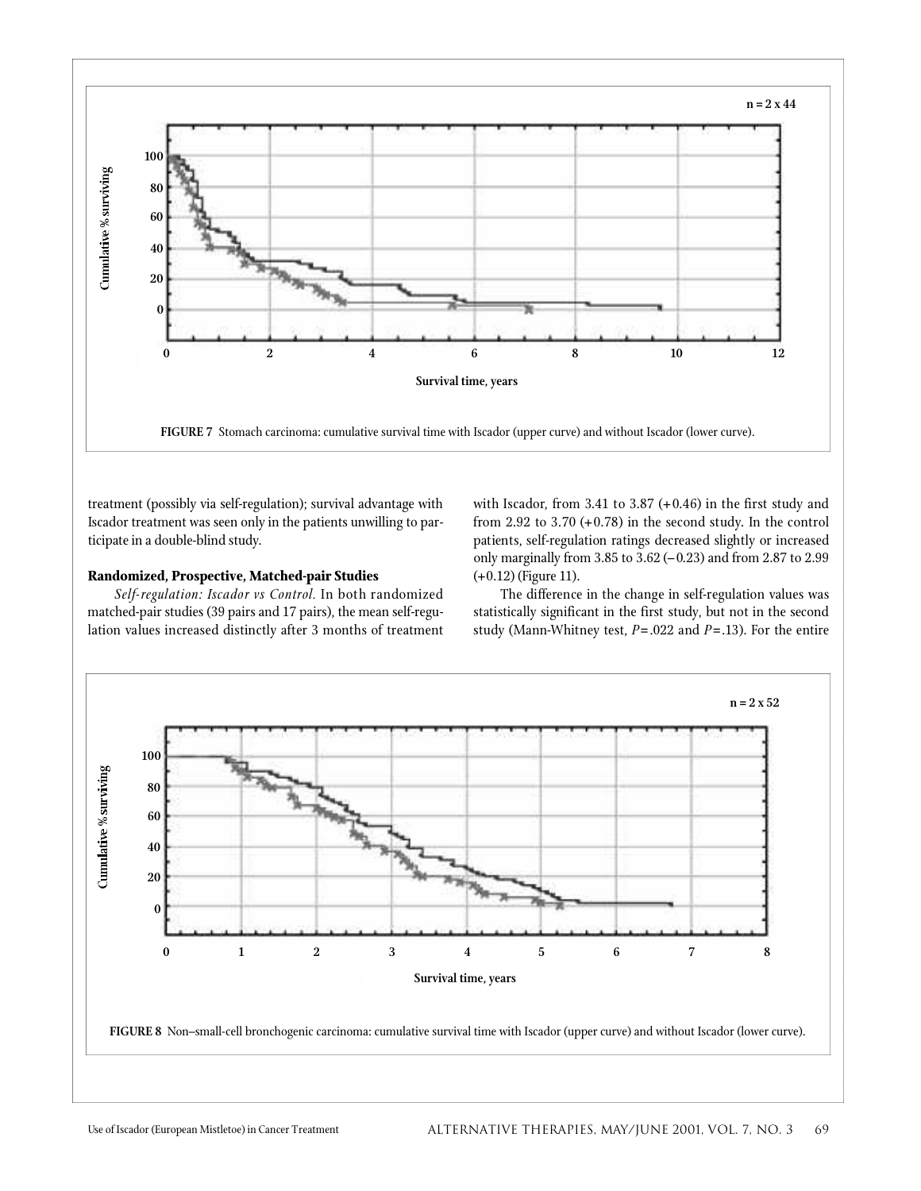FIGURE 7 Stomach carcinoma: cumulative survival time with Iscador (upper curve) and without Iscador (lower curve).

treatment (possibly via self-regulation); survival advantage with Iscador treatment was seen only in the patients unwilling to participate in a double-blind study.

### Randomized, Prospective, Matched-pair Studies

*Self-regulation: Iscador vs Control.* In both randomized matched-pair studies (39 pairs and 17 pairs), the mean self-regulation values increased distinctly after 3 months of treatment with Iscador, from 3.41 to 3.87 (+0.46) in the first study and from 2.92 to 3.70 (+0.78) in the second study. In the control patients, self-regulation ratings decreased slightly or increased only marginally from 3.85 to 3.62 (−0.23) and from 2.87 to 2.99 (+0.12) (Figure 11).

The difference in the change in self-regulation values was statistically significant in the first study, but not in the second study (Mann-Whitney test, $P = .022$ and $P = .13$). For the entire

FIGURE 8 Non–small-cell bronchogenic carcinoma: cumulative survival time with Iscador (upper curve) and without Iscador (lower curve).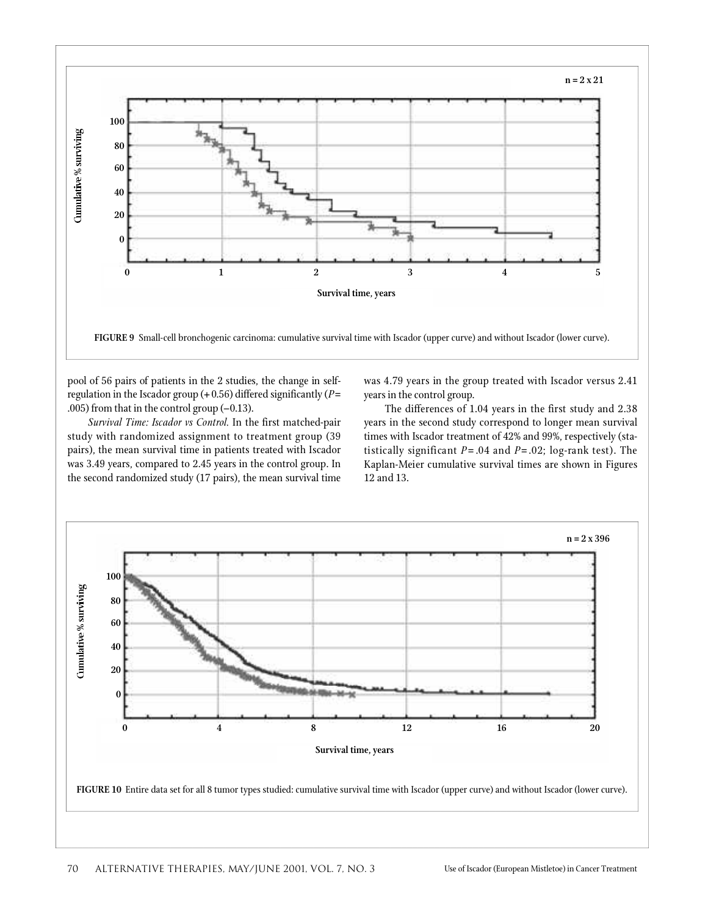FIGURE 9 Small-cell bronchogenic carcinoma: cumulative survival time with Iscador (upper curve) and without Iscador (lower curve).

pool of 56 pairs of patients in the 2 studies, the change in self-regulation in the Iscador group (+0.56) differed significantly ($P$=.005) from that in the control group (−0.13).

*Survival Time: Iscador vs Control.* In the first matched-pair study with randomized assignment to treatment group (39 pairs), the mean survival time in patients treated with Iscador was 3.49 years, compared to 2.45 years in the control group. In the second randomized study (17 pairs), the mean survival time was 4.79 years in the group treated with Iscador versus 2.41 years in the control group.

The differences of 1.04 years in the first study and 2.38 years in the second study correspond to longer mean survival times with Iscador treatment of 42% and 99%, respectively (statistically significant $P$=.04 and $P$=.02; log-rank test). The Kaplan-Meier cumulative survival times are shown in Figures 12 and 13.

FIGURE 10 Entire data set for all 8 tumor types studied: cumulative survival time with Iscador (upper curve) and without Iscador (lower curve).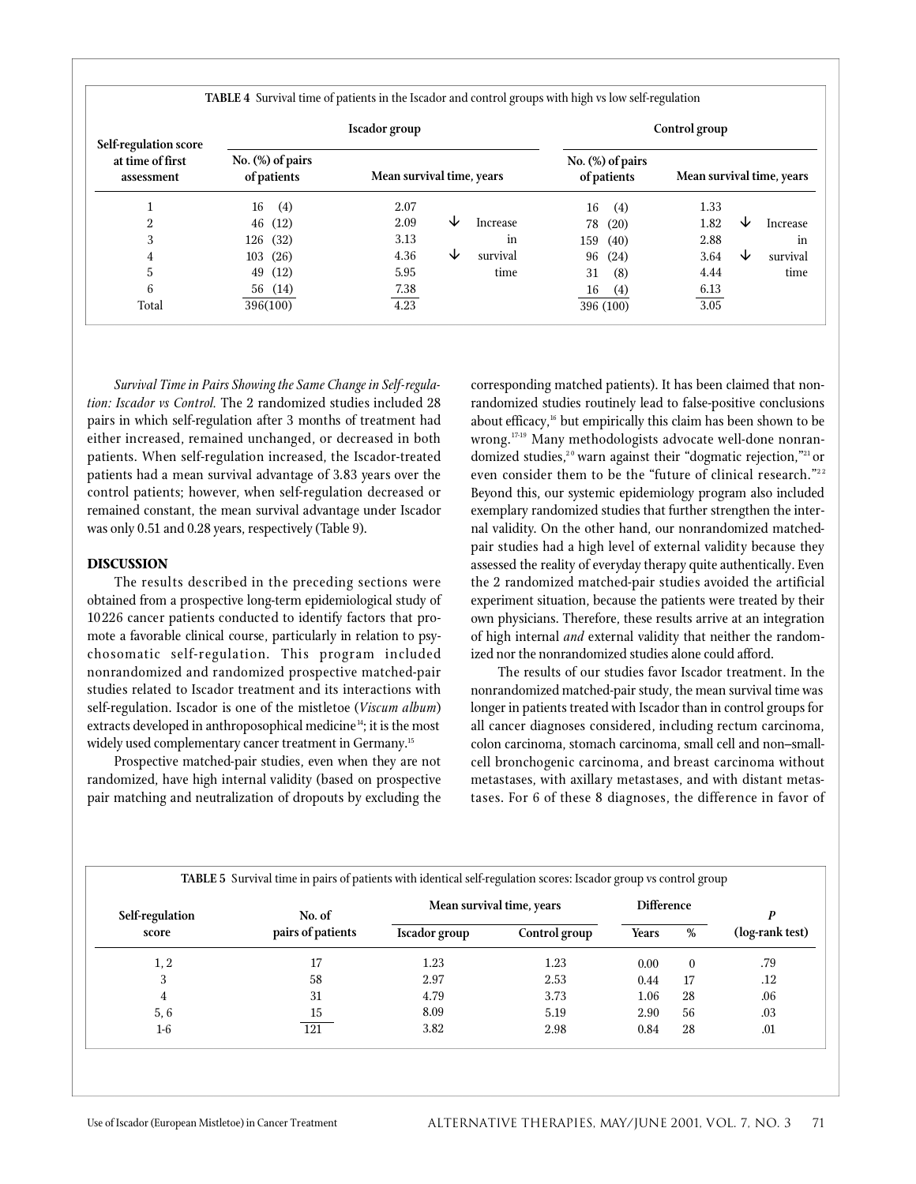**TABLE 4** Survival time of patients in the Iscador and control groups with high vs low self-regulation

| Self-regulation score at time of first assessment | Iscador group | | Control group | |
|---|---|---|---|---|
| | No. (%) of pairs of patients | Mean survival time, years | No. (%) of pairs of patients | Mean survival time, years |
| 1 | 16 (4) | 2.07 | 16 (4) | 1.33 |
| 2 | 46 (12) | 2.09 ↓ Increase | 78 (20) | 1.82 ↓ Increase |
| 3 | 126 (32) | 3.13 in | 159 (40) | 2.88 in |
| 4 | 103 (26) | 4.36 ↓ survival | 96 (24) | 3.64 ↓ survival |
| 5 | 49 (12) | 5.95 time | 31 (8) | 4.44 time |
| 6 | 56 (14) | 7.38 | 16 (4) | 6.13 |
| Total | 396(100) | 4.23 | 396 (100) | 3.05 |

*Survival Time in Pairs Showing the Same Change in Self-regulation: Iscador vs Control.* The 2 randomized studies included 28 pairs in which self-regulation after 3 months of treatment had either increased, remained unchanged, or decreased in both patients. When self-regulation increased, the Iscador-treated patients had a mean survival advantage of 3.83 years over the control patients; however, when self-regulation decreased or remained constant, the mean survival advantage under Iscador was only 0.51 and 0.28 years, respectively (Table 9).

## DISCUSSION

The results described in the preceding sections were obtained from a prospective long-term epidemiological study of 10 226 cancer patients conducted to identify factors that promote a favorable clinical course, particularly in relation to psychosomatic self-regulation. This program included nonrandomized and randomized prospective matched-pair studies related to Iscador treatment and its interactions with self-regulation. Iscador is one of the mistletoe (*Viscum album*) extracts developed in anthroposophical medicine[14]; it is the most widely used complementary cancer treatment in Germany.[15]

Prospective matched-pair studies, even when they are not randomized, have high internal validity (based on prospective pair matching and neutralization of dropouts by excluding the corresponding matched patients). It has been claimed that nonrandomized studies routinely lead to false-positive conclusions about efficacy,[16] but empirically this claim has been shown to be wrong.[17-19] Many methodologists advocate well-done nonrandomized studies,[20] warn against their "dogmatic rejection,"[21] or even consider them to be the "future of clinical research."[22] Beyond this, our systemic epidemiology program also included exemplary randomized studies that further strengthen the internal validity. On the other hand, our nonrandomized matched-pair studies had a high level of external validity because they assessed the reality of everyday therapy quite authentically. Even the 2 randomized matched-pair studies avoided the artificial experiment situation, because the patients were treated by their own physicians. Therefore, these results arrive at an integration of high internal *and* external validity that neither the randomized nor the nonrandomized studies alone could afford.

The results of our studies favor Iscador treatment. In the nonrandomized matched-pair study, the mean survival time was longer in patients treated with Iscador than in control groups for all cancer diagnoses considered, including rectum carcinoma, colon carcinoma, stomach carcinoma, small cell and non–small-cell bronchogenic carcinoma, and breast carcinoma without metastases, with axillary metastases, and with distant metastases. For 6 of these 8 diagnoses, the difference in favor of

**TABLE 5** Survival time in pairs of patients with identical self-regulation scores: Iscador group vs control group

| Self-regulation score | No. of pairs of patients | Mean survival time, years | | Difference | | P |
|---|---|---|---|---|---|---|
| | | Iscador group | Control group | Years | % | (log-rank test) |
| 1, 2 | 17 | 1.23 | 1.23 | 0.00 | 0 | .79 |
| 3 | 58 | 2.97 | 2.53 | 0.44 | 17 | .12 |
| 4 | 31 | 4.79 | 3.73 | 1.06 | 28 | .06 |
| 5, 6 | 15 | 8.09 | 5.19 | 2.90 | 56 | .03 |
| 1-6 | 121 | 3.82 | 2.98 | 0.84 | 28 | .01 |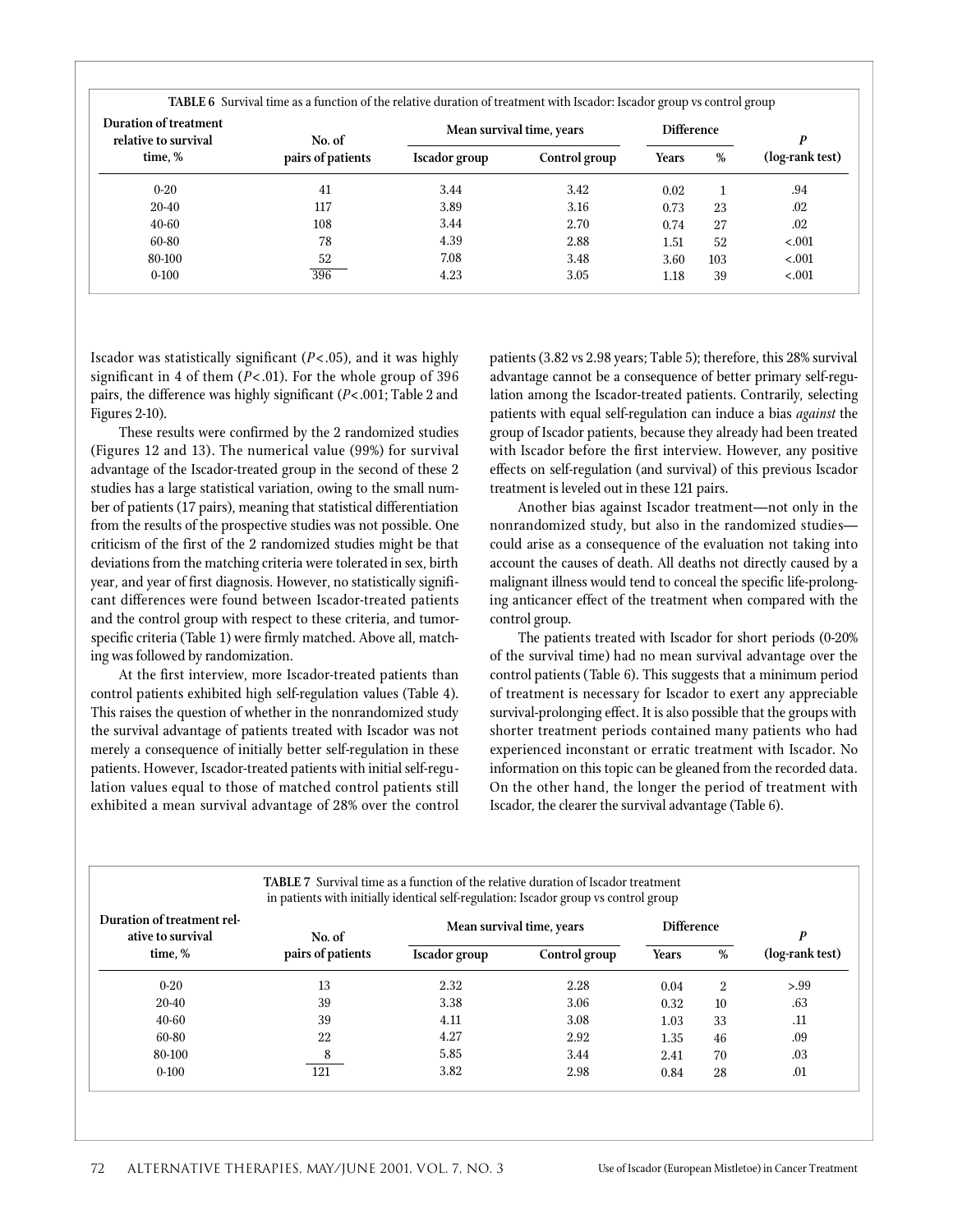**TABLE 6** Survival time as a function of the relative duration of treatment with Iscador: Iscador group vs control group

| Duration of treatment relative to survival time, % | No. of pairs of patients | Mean survival time, years | | Difference | | P |
|---|---|---|---|---|---|---|
| | | Iscador group | Control group | Years | % | (log-rank test) |
| 0-20 | 41 | 3.44 | 3.42 | 0.02 | 1 | .94 |
| 20-40 | 117 | 3.89 | 3.16 | 0.73 | 23 | .02 |
| 40-60 | 108 | 3.44 | 2.70 | 0.74 | 27 | .02 |
| 60-80 | 78 | 4.39 | 2.88 | 1.51 | 52 | <.001 |
| 80-100 | 52 | 7.08 | 3.48 | 3.60 | 103 | <.001 |
| 0-100 | 396 | 4.23 | 3.05 | 1.18 | 39 | <.001 |

Iscador was statistically significant ($P<.05$), and it was highly significant in 4 of them ($P<.01$). For the whole group of 396 pairs, the difference was highly significant ($P<.001$; Table 2 and Figures 2-10).

These results were confirmed by the 2 randomized studies (Figures 12 and 13). The numerical value (99%) for survival advantage of the Iscador-treated group in the second of these 2 studies has a large statistical variation, owing to the small number of patients (17 pairs), meaning that statistical differentiation from the results of the prospective studies was not possible. One criticism of the first of the 2 randomized studies might be that deviations from the matching criteria were tolerated in sex, birth year, and year of first diagnosis. However, no statistically significant differences were found between Iscador-treated patients and the control group with respect to these criteria, and tumor-specific criteria (Table 1) were firmly matched. Above all, matching was followed by randomization.

At the first interview, more Iscador-treated patients than control patients exhibited high self-regulation values (Table 4). This raises the question of whether in the nonrandomized study the survival advantage of patients treated with Iscador was not merely a consequence of initially better self-regulation in these patients. However, Iscador-treated patients with initial self-regulation values equal to those of matched control patients still exhibited a mean survival advantage of 28% over the control patients (3.82 vs 2.98 years; Table 5); therefore, this 28% survival advantage cannot be a consequence of better primary self-regulation among the Iscador-treated patients. Contrarily, selecting patients with equal self-regulation can induce a bias *against* the group of Iscador patients, because they already had been treated with Iscador before the first interview. However, any positive effects on self-regulation (and survival) of this previous Iscador treatment is leveled out in these 121 pairs.

Another bias against Iscador treatment—not only in the nonrandomized study, but also in the randomized studies—could arise as a consequence of the evaluation not taking into account the causes of death. All deaths not directly caused by a malignant illness would tend to conceal the specific life-prolonging anticancer effect of the treatment when compared with the control group.

The patients treated with Iscador for short periods (0-20% of the survival time) had no mean survival advantage over the control patients (Table 6). This suggests that a minimum period of treatment is necessary for Iscador to exert any appreciable survival-prolonging effect. It is also possible that the groups with shorter treatment periods contained many patients who had experienced inconstant or erratic treatment with Iscador. No information on this topic can be gleaned from the recorded data. On the other hand, the longer the period of treatment with Iscador, the clearer the survival advantage (Table 6).

**TABLE 7** Survival time as a function of the relative duration of Iscador treatment in patients with initially identical self-regulation: Iscador group vs control group

| Duration of treatment relative to survival time, % | No. of pairs of patients | Mean survival time, years | | Difference | | P |
|---|---|---|---|---|---|---|
| | | Iscador group | Control group | Years | % | (log-rank test) |
| 0-20 | 13 | 2.32 | 2.28 | 0.04 | 2 | >.99 |
| 20-40 | 39 | 3.38 | 3.06 | 0.32 | 10 | .63 |
| 40-60 | 39 | 4.11 | 3.08 | 1.03 | 33 | .11 |
| 60-80 | 22 | 4.27 | 2.92 | 1.35 | 46 | .09 |
| 80-100 | 8 | 5.85 | 3.44 | 2.41 | 70 | .03 |
| 0-100 | 121 | 3.82 | 2.98 | 0.84 | 28 | .01 |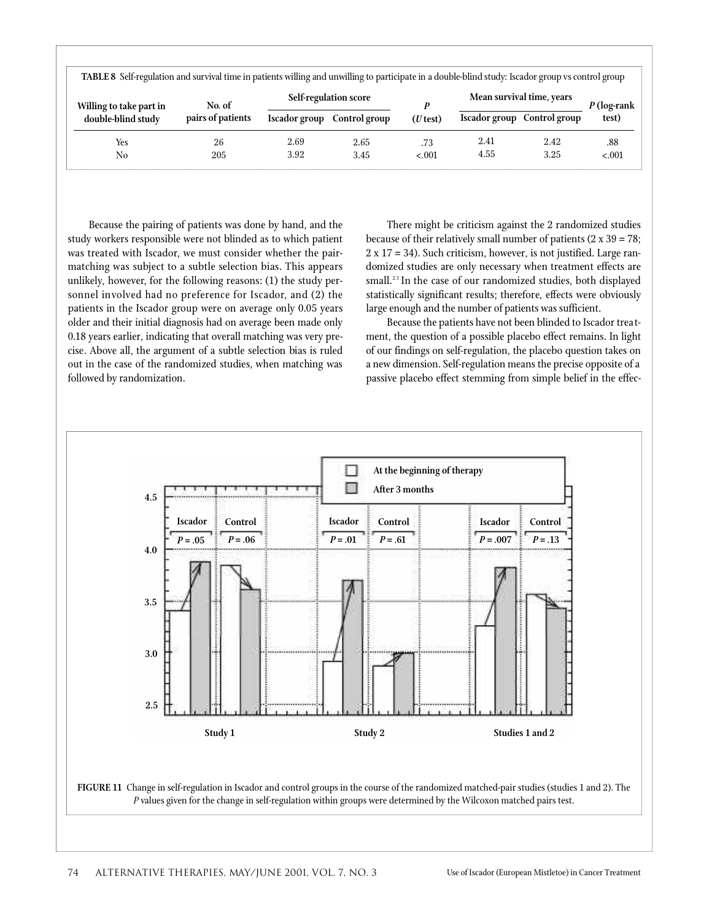**TABLE 8** Self-regulation and survival time in patients willing and unwilling to participate in a double-blind study: Iscador group vs control group

| Willing to take part in double-blind study | No. of pairs of patients | Self-regulation score | | *P* (*U* test) | Mean survival time, years | | *P* (log-rank test) |
|---|---|---|---|---|---|---|---|
| | | Iscador group | Control group | | Iscador group | Control group | |
| Yes | 26 | 2.69 | 2.65 | .73 | 2.41 | 2.42 | .88 |
| No | 205 | 3.92 | 3.45 | <.001 | 4.55 | 3.25 | <.001 |

Because the pairing of patients was done by hand, and the study workers responsible were not blinded as to which patient was treated with Iscador, we must consider whether the pair-matching was subject to a subtle selection bias. This appears unlikely, however, for the following reasons: (1) the study personnel involved had no preference for Iscador, and (2) the patients in the Iscador group were on average only 0.05 years older and their initial diagnosis had on average been made only 0.18 years earlier, indicating that overall matching was very precise. Above all, the argument of a subtle selection bias is ruled out in the case of the randomized studies, when matching was followed by randomization.

There might be criticism against the 2 randomized studies because of their relatively small number of patients (2 x 39 = 78; 2 x 17 = 34). Such criticism, however, is not justified. Large randomized studies are only necessary when treatment effects are small.[23] In the case of our randomized studies, both displayed statistically significant results; therefore, effects were obviously large enough and the number of patients was sufficient.

Because the patients have not been blinded to Iscador treatment, the question of a possible placebo effect remains. In light of our findings on self-regulation, the placebo question takes on a new dimension. Self-regulation means the precise opposite of a passive placebo effect stemming from simple belief in the effec-

**FIGURE 11** Change in self-regulation in Iscador and control groups in the course of the randomized matched-pair studies (studies 1 and 2). The *P* values given for the change in self-regulation within groups were determined by the Wilcoxon matched pairs test.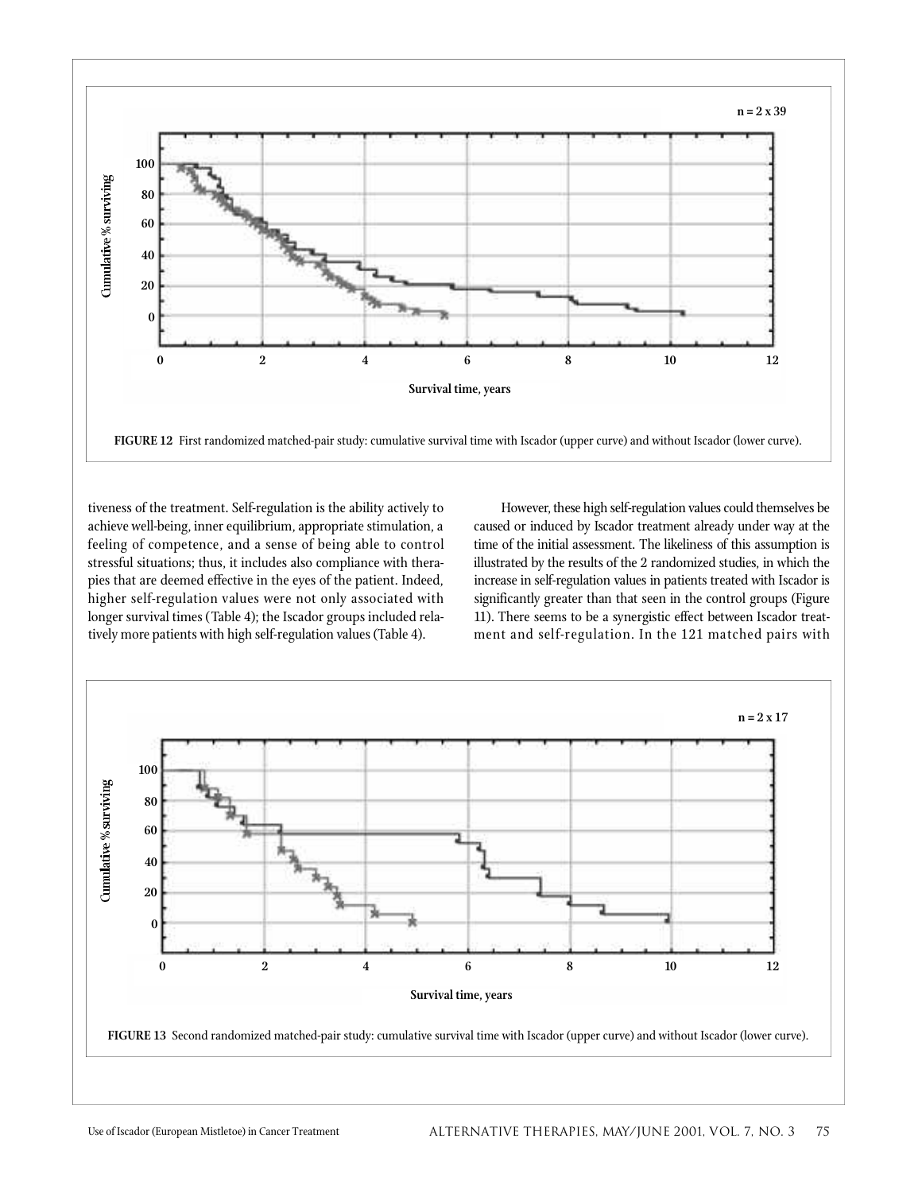FIGURE 12 First randomized matched-pair study: cumulative survival time with Iscador (upper curve) and without Iscador (lower curve).

tiveness of the treatment. Self-regulation is the ability actively to achieve well-being, inner equilibrium, appropriate stimulation, a feeling of competence, and a sense of being able to control stressful situations; thus, it includes also compliance with therapies that are deemed effective in the eyes of the patient. Indeed, higher self-regulation values were not only associated with longer survival times (Table 4); the Iscador groups included relatively more patients with high self-regulation values (Table 4).

However, these high self-regulation values could themselves be caused or induced by Iscador treatment already under way at the time of the initial assessment. The likeliness of this assumption is illustrated by the results of the 2 randomized studies, in which the increase in self-regulation values in patients treated with Iscador is significantly greater than that seen in the control groups (Figure 11). There seems to be a synergistic effect between Iscador treatment and self-regulation. In the 121 matched pairs with

FIGURE 13 Second randomized matched-pair study: cumulative survival time with Iscador (upper curve) and without Iscador (lower curve).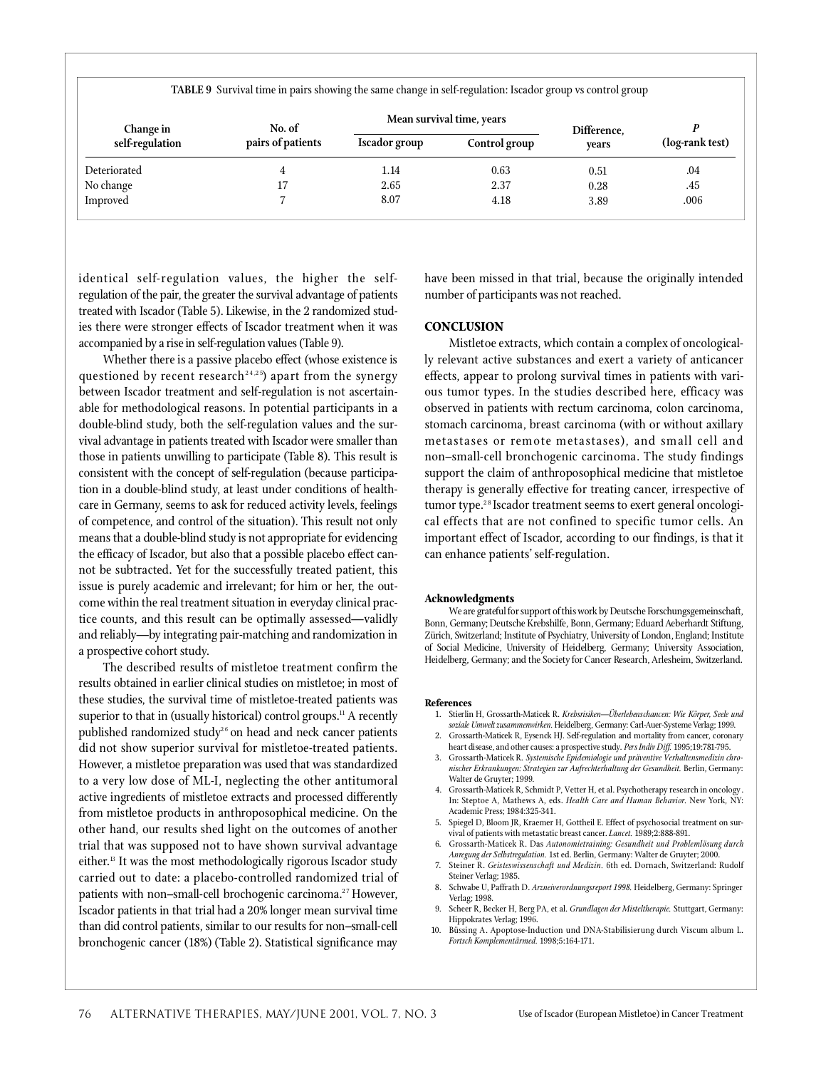**TABLE 9** Survival time in pairs showing the same change in self-regulation: Iscador group vs control group

| Change in self-regulation | No. of pairs of patients | Mean survival time, years | | Difference, years | *P* (log-rank test) |
|---|---|---|---|---|---|
| | | Iscador group | Control group | | |
| Deteriorated | 4 | 1.14 | 0.63 | 0.51 | .04 |
| No change | 17 | 2.65 | 2.37 | 0.28 | .45 |
| Improved | 7 | 8.07 | 4.18 | 3.89 | .006 |

identical self-regulation values, the higher the self-regulation of the pair, the greater the survival advantage of patients treated with Iscador (Table 5). Likewise, in the 2 randomized studies there were stronger effects of Iscador treatment when it was accompanied by a rise in self-regulation values (Table 9).

Whether there is a passive placebo effect (whose existence is questioned by recent research[24,25]) apart from the synergy between Iscador treatment and self-regulation is not ascertainable for methodological reasons. In potential participants in a double-blind study, both the self-regulation values and the survival advantage in patients treated with Iscador were smaller than those in patients unwilling to participate (Table 8). This result is consistent with the concept of self-regulation (because participation in a double-blind study, at least under conditions of healthcare in Germany, seems to ask for reduced activity levels, feelings of competence, and control of the situation). This result not only means that a double-blind study is not appropriate for evidencing the efficacy of Iscador, but also that a possible placebo effect cannot be subtracted. Yet for the successfully treated patient, this issue is purely academic and irrelevant; for him or her, the outcome within the real treatment situation in everyday clinical practice counts, and this result can be optimally assessed—validly and reliably—by integrating pair-matching and randomization in a prospective cohort study.

The described results of mistletoe treatment confirm the results obtained in earlier clinical studies on mistletoe; in most of these studies, the survival time of mistletoe-treated patients was superior to that in (usually historical) control groups.[11] A recently published randomized study[26] on head and neck cancer patients did not show superior survival for mistletoe-treated patients. However, a mistletoe preparation was used that was standardized to a very low dose of ML-I, neglecting the other antitumoral active ingredients of mistletoe extracts and processed differently from mistletoe products in anthroposophical medicine. On the other hand, our results shed light on the outcomes of another trial that was supposed not to have shown survival advantage either.[13] It was the most methodologically rigorous Iscador study carried out to date: a placebo-controlled randomized trial of patients with non–small-cell brochogenic carcinoma.[27] However, Iscador patients in that trial had a 20% longer mean survival time than did control patients, similar to our results for non–small-cell bronchogenic cancer (18%) (Table 2). Statistical significance may have been missed in that trial, because the originally intended number of participants was not reached.

## CONCLUSION

Mistletoe extracts, which contain a complex of oncologically relevant active substances and exert a variety of anticancer effects, appear to prolong survival times in patients with various tumor types. In the studies described here, efficacy was observed in patients with rectum carcinoma, colon carcinoma, stomach carcinoma, breast carcinoma (with or without axillary metastases or remote metastases), and small cell and non–small-cell bronchogenic carcinoma. The study findings support the claim of anthroposophical medicine that mistletoe therapy is generally effective for treating cancer, irrespective of tumor type.[28] Iscador treatment seems to exert general oncological effects that are not confined to specific tumor cells. An important effect of Iscador, according to our findings, is that it can enhance patients' self-regulation.

### Acknowledgments

We are grateful for support of this work by Deutsche Forschungsgemeinschaft, Bonn, Germany; Deutsche Krebshilfe, Bonn, Germany; Eduard Aeberhardt Stiftung, Zürich, Switzerland; Institute of Psychiatry, University of London, England; Institute of Social Medicine, University of Heidelberg, Germany; University Association, Heidelberg, Germany; and the Society for Cancer Research, Arlesheim, Switzerland.

### References

1. Stierlin H, Grossarth-Maticek R. *Krebsrisiken—Überlebenschancen: Wie Körper, Seele und soziale Umwelt zusammenwirken.* Heidelberg, Germany: Carl-Auer-Systeme Verlag; 1999.
2. Grossarth-Maticek R, Eysenck HJ. Self-regulation and mortality from cancer, coronary heart disease, and other causes: a prospective study. *Pers Indiv Diff.* 1995;19:781-795.
3. Grossarth-Maticek R. *Systemische Epidemiologie und präventive Verhaltensmedizin chronischer Erkrankungen: Strategien zur Aufrechterhaltung der Gesundheit.* Berlin, Germany: Walter de Gruyter; 1999.
4. Grossarth-Maticek R, Schmidt P, Vetter H, et al. Psychotherapy research in oncology. In: Steptoe A, Mathews A, eds. *Health Care and Human Behavior.* New York, NY: Academic Press; 1984:325-341.
5. Spiegel D, Bloom JR, Kraemer H, Gottheil E. Effect of psychosocial treatment on survival of patients with metastatic breast cancer. *Lancet.* 1989;2:888-891.
6. Grossarth-Maticek R. Das *Autonomietraining: Gesundheit und Problemlösung durch Anregung der Selbstregulation.* 1st ed. Berlin, Germany: Walter de Gruyter; 2000.
7. Steiner R. *Geisteswissenschaft und Medizin.* 6th ed. Dornach, Switzerland: Rudolf Steiner Verlag; 1985.
8. Schwabe U, Paffrath D. *Arzneiverordnungsreport 1998.* Heidelberg, Germany: Springer Verlag; 1998.
9. Scheer R, Becker H, Berg PA, et al. *Grundlagen der Misteltherapie.* Stuttgart, Germany: Hippokrates Verlag; 1996.
10. Büssing A. Apoptose-Induction und DNA-Stabilisierung durch Viscum album L. *Fortsch Komplementärmed.* 1998;5:164-171.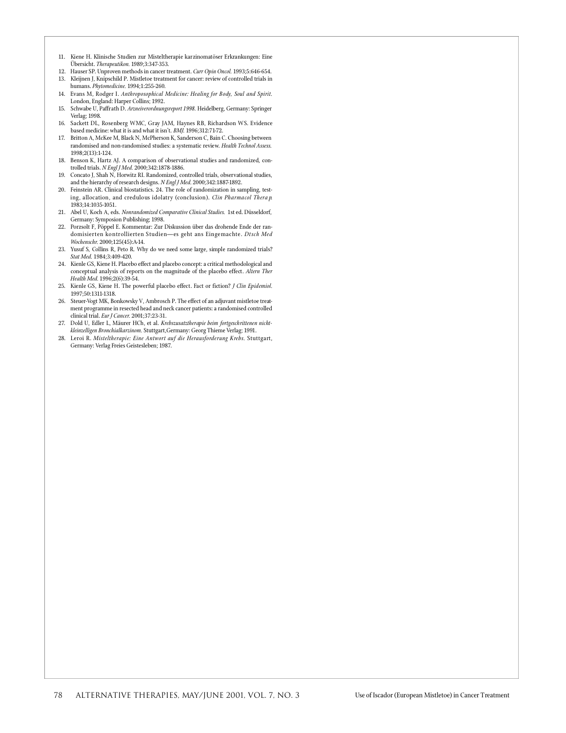11. Kiene H. Klinische Studien zur Misteltherapie karzinomatöser Erkrankungen: Eine Übersicht. *Therapeutikon.* 1989;3:347-353.
12. Hauser SP. Unproven methods in cancer treatment. *Curr Opin Oncol.* 1993;5:646-654.
13. Kleijnen J, Knipschild P. Mistletoe treatment for cancer: review of controlled trials in humans. *Phytomedicine.* 1994;1:255-260.
14. Evans M, Rodger I. *Anthroposophical Medicine: Healing for Body, Soul and Spirit.* London, England: Harper Collins; 1992.
15. Schwabe U, Paffrath D. *Arzneiverordnungsreport 1998.* Heidelberg, Germany: Springer Verlag; 1998.
16. Sackett DL, Rosenberg WMC, Gray JAM, Haynes RB, Richardson WS. Evidence based medicine: what it is and what it isn't. *BMJ.* 1996;312:71-72.
17. Britton A, McKee M, Black N, McPherson K, Sanderson C, Bain C. Choosing between randomised and non-randomised studies: a systematic review. *Health Technol Assess.* 1998;2(13):1-124.
18. Benson K, Hartz AJ. A comparison of observational studies and randomized, controlled trials. *N Engl J Med.* 2000;342:1878-1886.
19. Concato J, Shah N, Horwitz RI. Randomized, controlled trials, observational studies, and the hierarchy of research designs. *N Engl J Med.* 2000;342:1887-1892.
20. Feinstein AR. Clinical biostatistics. 24. The role of randomization in sampling, testing, allocation, and credulous idolatry (conclusion). *Clin Pharmacol Therap.* 1983;14:1035-1051.
21. Abel U, Koch A, eds. *Nonrandomized Comparative Clinical Studies.* 1st ed. Düsseldorf, Germany: Symposion Publishing; 1998.
22. Porzsolt F, Pöppel E. Kommentar: Zur Diskussion über das drohende Ende der randomisierten kontrollierten Studien—es geht ans Eingemachte. *Dtsch Med Wochenschr.* 2000;125(45):A-14.
23. Yusuf S, Collins R, Peto R. Why do we need some large, simple randomized trials? *Stat Med.* 1984;3:409-420.
24. Kienle GS, Kiene H. Placebo effect and placebo concept: a critical methodological and conceptual analysis of reports on the magnitude of the placebo effect. *Altern Ther Health Med.* 1996;2(6):39-54.
25. Kienle GS, Kiene H. The powerful placebo effect. Fact or fiction? *J Clin Epidemiol.* 1997;50:1311-1318.
26. Steuer-Vogt MK, Bonkowsky V, Ambrosch P. The effect of an adjuvant mistletoe treatment programme in resected head and neck cancer patients: a randomised controlled clinical trial. *Eur J Cancer.* 2001;37:23-31.
27. Dold U, Edler L, Mäurer HCh, et al. *Krebszusatztherapie beim fortgeschrittenen nichtkleinzelligen Bronchialkarzinom.* Stuttgart,Germany: Georg Thieme Verlag; 1991.
28. Leroi R. *Misteltherapie: Eine Antwort auf die Herausforderung Krebs.* Stuttgart, Germany: Verlag Freies Geistesleben; 1987.